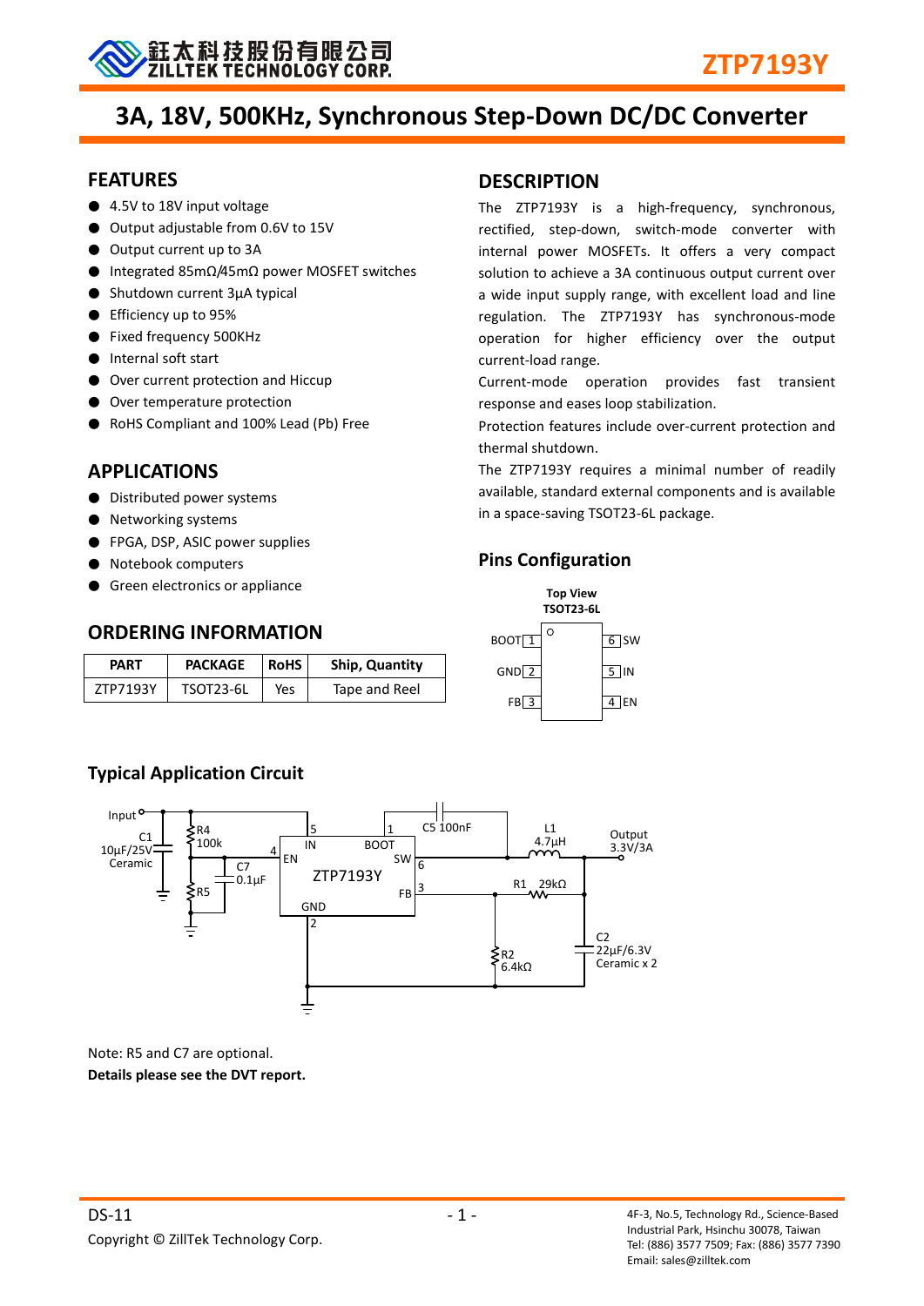# 3A, 18V, 500KHz, Synchronous Step-Down DC/DC Converter

## FEATURES

- 4.5V to 18V input voltage
- Output adjustable from 0.6V to 15V
- Output current up to 3A
- Integrated 85mΩ/45mΩ power MOSFET switches
- Shutdown current 3μA typical
- Efficiency up to 95%
- Fixed frequency 500KHz
- Internal soft start
- Over current protection and Hiccup
- Over temperature protection
- RoHS Compliant and 100% Lead (Pb) Free

## APPLICATIONS

- Distributed power systems
- Networking systems
- FPGA, DSP, ASIC power supplies
- Notebook computers
- Green electronics or appliance

## ORDERING INFORMATION

| PART | PACKAGE | RoHS | Ship, Quantity |
|---|---|---|---|
| ZTP7193Y | TSOT23-6L | Yes | Tape and Reel |

## DESCRIPTION

The ZTP7193Y is a high-frequency, synchronous, rectified, step-down, switch-mode converter with internal power MOSFETs. It offers a very compact solution to achieve a 3A continuous output current over a wide input supply range, with excellent load and line regulation. The ZTP7193Y has synchronous-mode operation for higher efficiency over the output current-load range.

Current-mode operation provides fast transient response and eases loop stabilization.

Protection features include over-current protection and thermal shutdown.

The ZTP7193Y requires a minimal number of readily available, standard external components and is available in a space-saving TSOT23-6L package.

## Pins Configuration

Top View
TSOT23-6L

| Pin | Name | Pin | Name |
|---|---|---|---|
| 1 | BOOT | 6 | SW |
| 2 | GND | 5 | IN |
| 3 | FB | 4 | EN |

## Typical Application Circuit

Input; C1 10μF/25V Ceramic; R4 100k; R5; C7 0.1μF; ZTP7193Y (5 IN, 1 BOOT, 4 EN, 6 SW, 3 FB, 2 GND); C5 100nF; L1 4.7μH; Output 3.3V/3A; R1 29kΩ; R2 6.4kΩ; C2 22μF/6.3V Ceramic x 2

Note: R5 and C7 are optional.

**Details please see the DVT report.**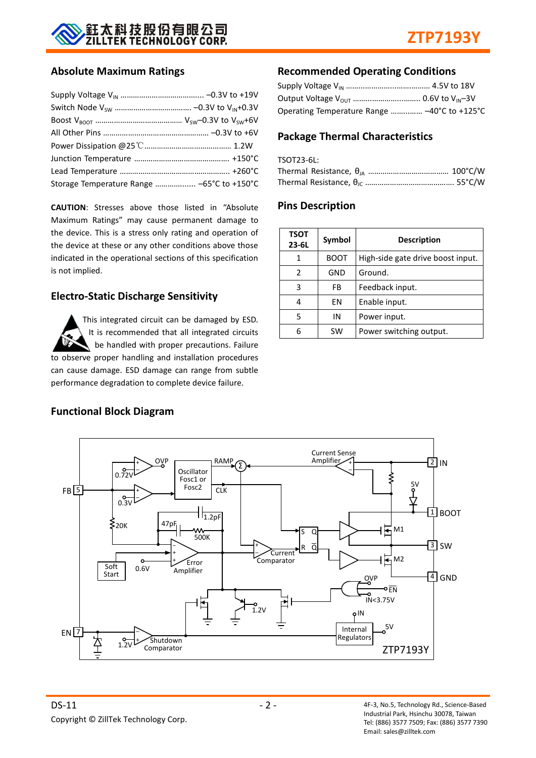## Absolute Maximum Ratings

Supply Voltage $V_{IN}$ ........................................ –0.3V to +19V
Switch Node $V_{SW}$ ..................................... –0.3V to $V_{IN}$+0.3V
Boost $V_{BOOT}$ .......................................... $V_{SW}$–0.3V to $V_{SW}$+6V
All Other Pins .................................................. –0.3V to +6V
Power Dissipation @25℃ ......................................... 1.2W
Junction Temperature ............................................. +150°C
Lead Temperature .................................................... +260°C
Storage Temperature Range .................. –65°C to +150°C

**CAUTION**: Stresses above those listed in "Absolute Maximum Ratings" may cause permanent damage to the device. This is a stress only rating and operation of the device at these or any other conditions above those indicated in the operational sections of this specification is not implied.

## Electro-Static Discharge Sensitivity

This integrated circuit can be damaged by ESD. It is recommended that all integrated circuits be handled with proper precautions. Failure to observe proper handling and installation procedures can cause damage. ESD damage can range from subtle performance degradation to complete device failure.

## Recommended Operating Conditions

Supply Voltage $V_{IN}$ ........................................ 4.5V to 18V
Output Voltage $V_{OUT}$ ............................... 0.6V to $V_{IN}$–3V
Operating Temperature Range .............. –40°C to +125°C

## Package Thermal Characteristics

TSOT23-6L:
Thermal Resistance, $\theta_{JA}$ ....................................... 100°C/W
Thermal Resistance, $\theta_{JC}$ .......................................... 55°C/W

## Pins Description

| TSOT 23-6L | Symbol | Description |
|---|---|---|
| 1 | BOOT | High-side gate drive boost input. |
| 2 | GND | Ground. |
| 3 | FB | Feedback input. |
| 4 | EN | Enable input. |
| 5 | IN | Power input. |
| 6 | SW | Power switching output. |

## Functional Block Diagram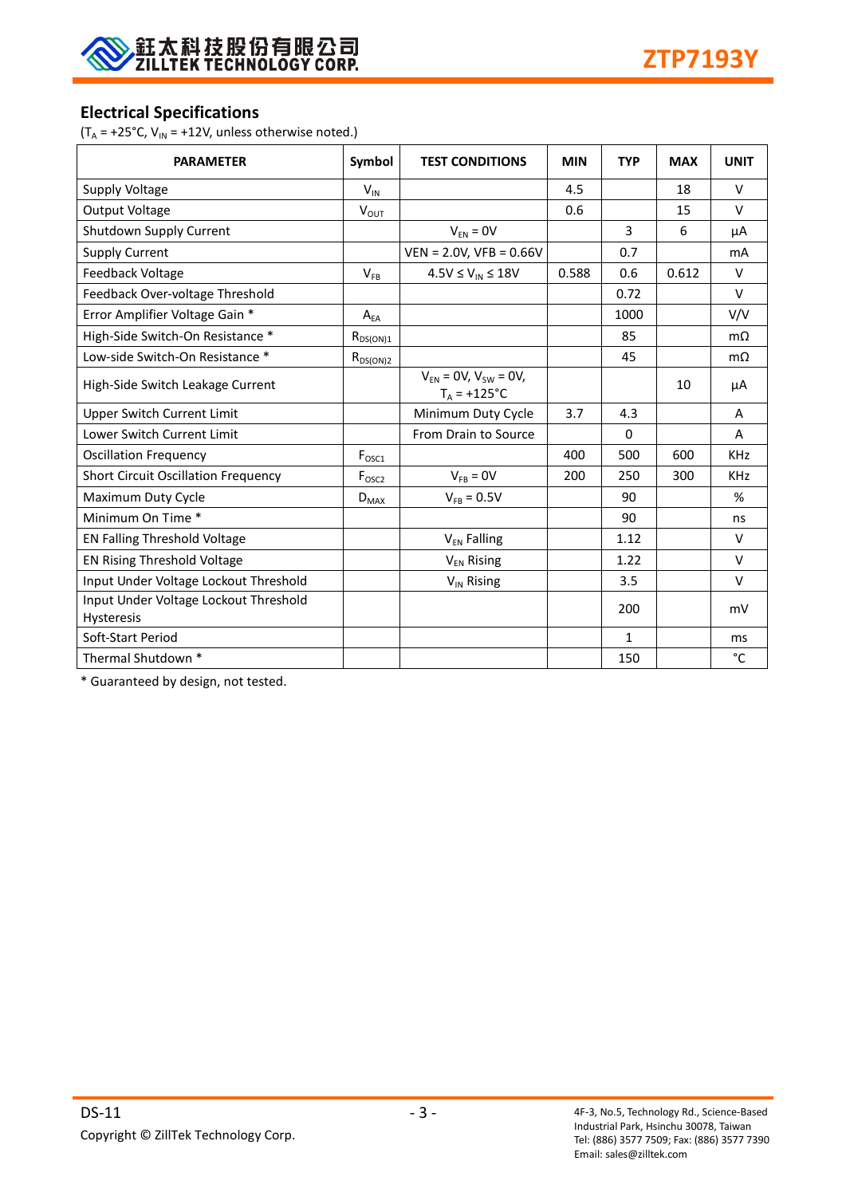## Electrical Specifications

($T_A$ = +25°C, $V_{IN}$ = +12V, unless otherwise noted.)

| PARAMETER | Symbol | TEST CONDITIONS | MIN | TYP | MAX | UNIT |
|---|---|---|---|---|---|---|
| Supply Voltage | $V_{IN}$ | | 4.5 | | 18 | V |
| Output Voltage | $V_{OUT}$ | | 0.6 | | 15 | V |
| Shutdown Supply Current | | $V_{EN}$ = 0V | | 3 | 6 | μA |
| Supply Current | | VEN = 2.0V, VFB = 0.66V | | 0.7 | | mA |
| Feedback Voltage | $V_{FB}$ | 4.5V ≤ $V_{IN}$ ≤ 18V | 0.588 | 0.6 | 0.612 | V |
| Feedback Over-voltage Threshold | | | | 0.72 | | V |
| Error Amplifier Voltage Gain * | $A_{EA}$ | | | 1000 | | V/V |
| High-Side Switch-On Resistance * | $R_{DS(ON)1}$ | | | 85 | | mΩ |
| Low-side Switch-On Resistance * | $R_{DS(ON)2}$ | | | 45 | | mΩ |
| High-Side Switch Leakage Current | | $V_{EN}$ = 0V, $V_{SW}$ = 0V, $T_A$ = +125°C | | | 10 | μA |
| Upper Switch Current Limit | | Minimum Duty Cycle | 3.7 | 4.3 | | A |
| Lower Switch Current Limit | | From Drain to Source | | 0 | | A |
| Oscillation Frequency | $F_{OSC1}$ | | 400 | 500 | 600 | KHz |
| Short Circuit Oscillation Frequency | $F_{OSC2}$ | $V_{FB}$ = 0V | 200 | 250 | 300 | KHz |
| Maximum Duty Cycle | $D_{MAX}$ | $V_{FB}$ = 0.5V | | 90 | | % |
| Minimum On Time * | | | | 90 | | ns |
| EN Falling Threshold Voltage | | $V_{EN}$ Falling | | 1.12 | | V |
| EN Rising Threshold Voltage | | $V_{EN}$ Rising | | 1.22 | | V |
| Input Under Voltage Lockout Threshold | | $V_{IN}$ Rising | | 3.5 | | V |
| Input Under Voltage Lockout Threshold Hysteresis | | | | 200 | | mV |
| Soft-Start Period | | | | 1 | | ms |
| Thermal Shutdown * | | | | 150 | | °C |

* Guaranteed by design, not tested.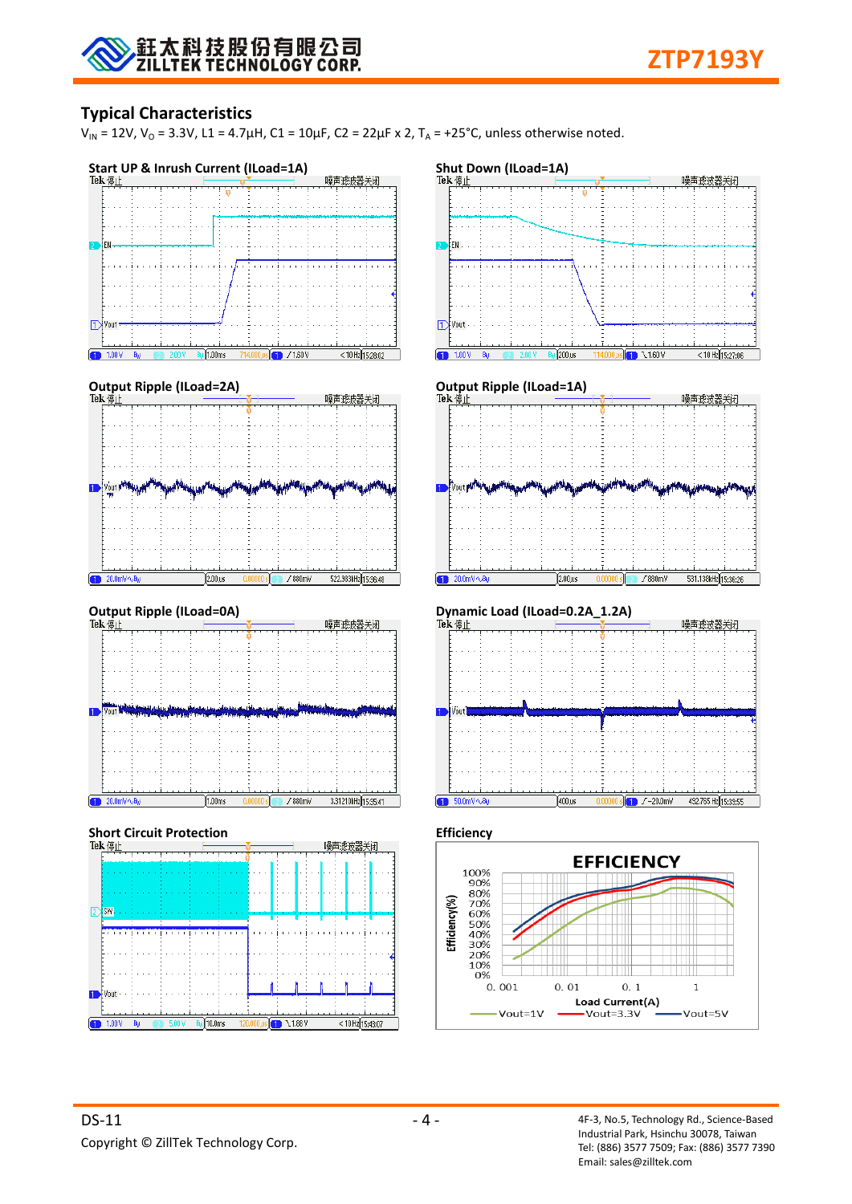## Typical Characteristics

$V_{IN}$ = 12V, $V_O$ = 3.3V, L1 = 4.7μH, C1 = 10μF, C2 = 22μF x 2, $T_A$ = +25°C, unless otherwise noted.

**Start UP & Inrush Current (ILoad=1A)**

**Shut Down (ILoad=1A)**

**Output Ripple (ILoad=2A)**

**Output Ripple (ILoad=1A)**

**Output Ripple (ILoad=0A)**

**Dynamic Load (ILoad=0.2A_1.2A)**

**Short Circuit Protection**

**Efficiency**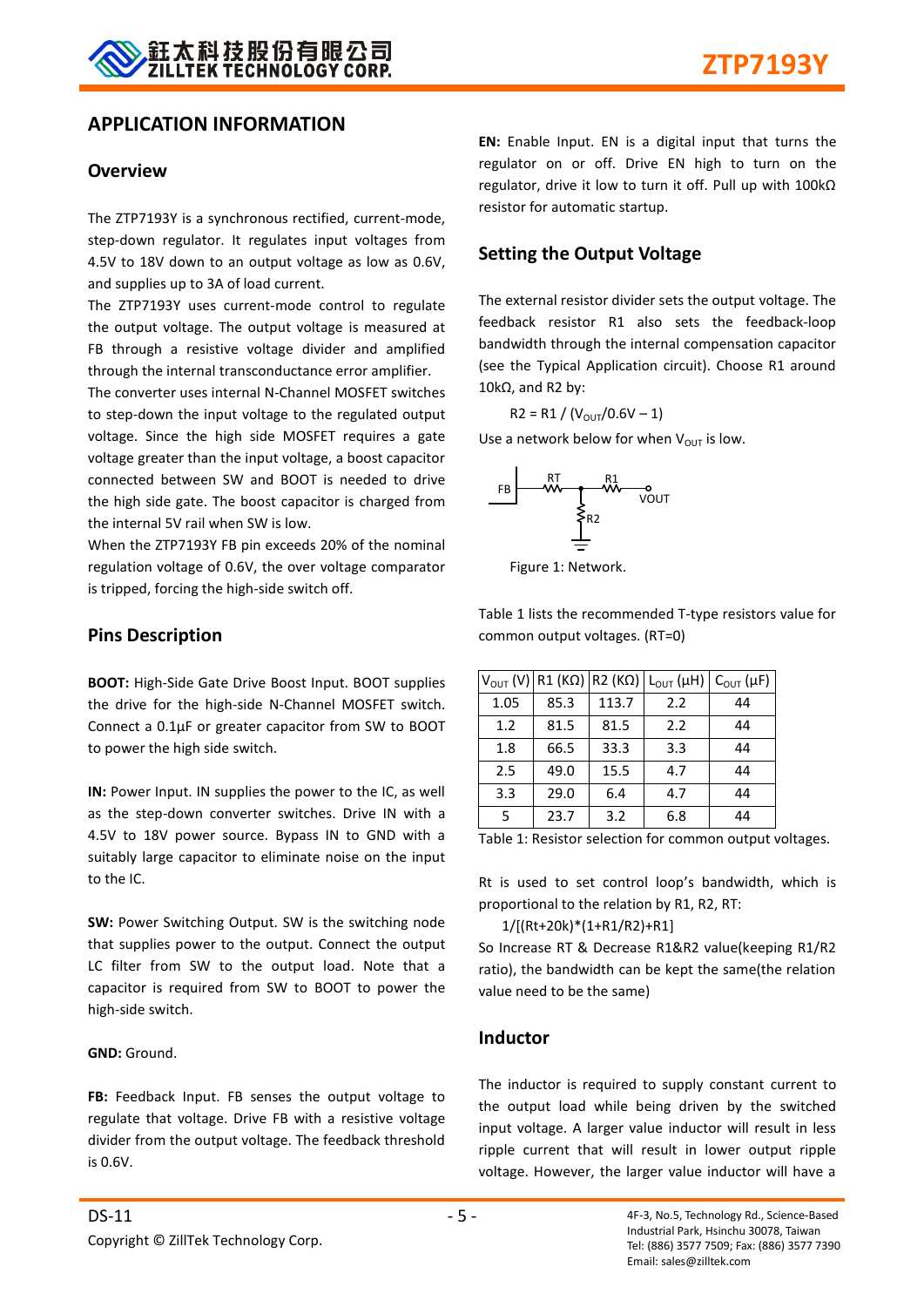## APPLICATION INFORMATION

### Overview

The ZTP7193Y is a synchronous rectified, current-mode, step-down regulator. It regulates input voltages from 4.5V to 18V down to an output voltage as low as 0.6V, and supplies up to 3A of load current.

The ZTP7193Y uses current-mode control to regulate the output voltage. The output voltage is measured at FB through a resistive voltage divider and amplified through the internal transconductance error amplifier.

The converter uses internal N-Channel MOSFET switches to step-down the input voltage to the regulated output voltage. Since the high side MOSFET requires a gate voltage greater than the input voltage, a boost capacitor connected between SW and BOOT is needed to drive the high side gate. The boost capacitor is charged from the internal 5V rail when SW is low.

When the ZTP7193Y FB pin exceeds 20% of the nominal regulation voltage of 0.6V, the over voltage comparator is tripped, forcing the high-side switch off.

### Pins Description

**BOOT:** High-Side Gate Drive Boost Input. BOOT supplies the drive for the high-side N-Channel MOSFET switch. Connect a 0.1µF or greater capacitor from SW to BOOT to power the high side switch.

**IN:** Power Input. IN supplies the power to the IC, as well as the step-down converter switches. Drive IN with a 4.5V to 18V power source. Bypass IN to GND with a suitably large capacitor to eliminate noise on the input to the IC.

**SW:** Power Switching Output. SW is the switching node that supplies power to the output. Connect the output LC filter from SW to the output load. Note that a capacitor is required from SW to BOOT to power the high-side switch.

**GND:** Ground.

**FB:** Feedback Input. FB senses the output voltage to regulate that voltage. Drive FB with a resistive voltage divider from the output voltage. The feedback threshold is 0.6V.

**EN:** Enable Input. EN is a digital input that turns the regulator on or off. Drive EN high to turn on the regulator, drive it low to turn it off. Pull up with 100kΩ resistor for automatic startup.

### Setting the Output Voltage

The external resistor divider sets the output voltage. The feedback resistor R1 also sets the feedback-loop bandwidth through the internal compensation capacitor (see the Typical Application circuit). Choose R1 around 10kΩ, and R2 by:

$$R2 = R1 / (V_{OUT}/0.6V - 1)$$

Use a network below for when $V_{OUT}$ is low.

FB RT R1 VOUT R2

Figure 1: Network.

Table 1 lists the recommended T-type resistors value for common output voltages. (RT=0)

| $V_{OUT}$ (V) | R1 (KΩ) | R2 (KΩ) | $L_{OUT}$ (µH) | $C_{OUT}$ (µF) |
|---|---|---|---|---|
| 1.05 | 85.3 | 113.7 | 2.2 | 44 |
| 1.2 | 81.5 | 81.5 | 2.2 | 44 |
| 1.8 | 66.5 | 33.3 | 3.3 | 44 |
| 2.5 | 49.0 | 15.5 | 4.7 | 44 |
| 3.3 | 29.0 | 6.4 | 4.7 | 44 |
| 5 | 23.7 | 3.2 | 6.8 | 44 |

Table 1: Resistor selection for common output voltages.

Rt is used to set control loop's bandwidth, which is proportional to the relation by R1, R2, RT:

$$1/[(Rt+20k)*(1+R1/R2)+R1]$$

So Increase RT & Decrease R1&R2 value(keeping R1/R2 ratio), the bandwidth can be kept the same(the relation value need to be the same)

### Inductor

The inductor is required to supply constant current to the output load while being driven by the switched input voltage. A larger value inductor will result in less ripple current that will result in lower output ripple voltage. However, the larger value inductor will have a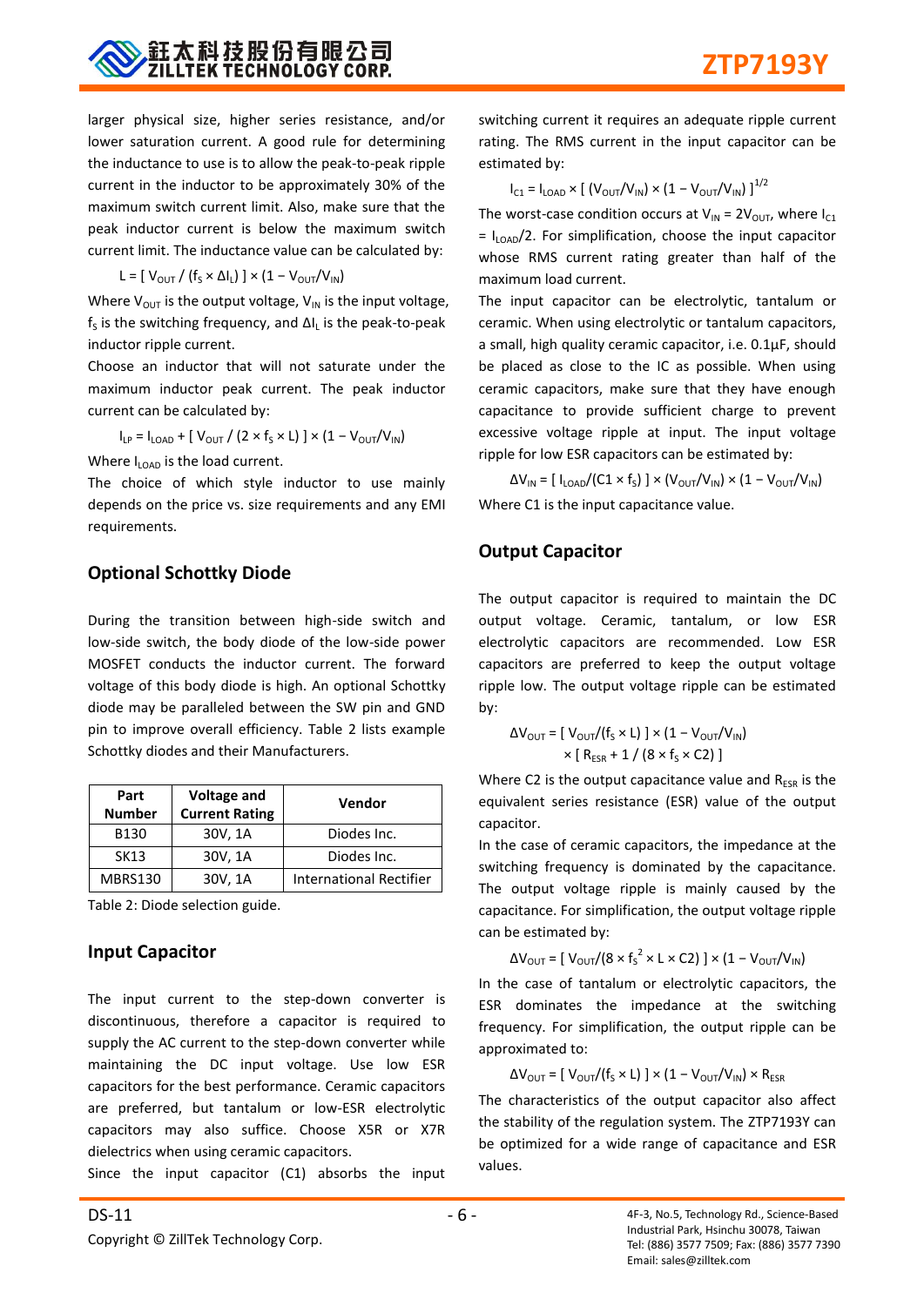larger physical size, higher series resistance, and/or lower saturation current. A good rule for determining the inductance to use is to allow the peak-to-peak ripple current in the inductor to be approximately 30% of the maximum switch current limit. Also, make sure that the peak inductor current is below the maximum switch current limit. The inductance value can be calculated by:

$$L = [\, V_{OUT} / (f_S \times \Delta I_L) \,] \times (1 - V_{OUT}/V_{IN})$$

Where $V_{OUT}$ is the output voltage, $V_{IN}$ is the input voltage, $f_S$ is the switching frequency, and $\Delta I_L$ is the peak-to-peak inductor ripple current.

Choose an inductor that will not saturate under the maximum inductor peak current. The peak inductor current can be calculated by:

$$I_{LP} = I_{LOAD} + [\, V_{OUT} / (2 \times f_S \times L) \,] \times (1 - V_{OUT}/V_{IN})$$

Where $I_{LOAD}$ is the load current.

The choice of which style inductor to use mainly depends on the price vs. size requirements and any EMI requirements.

## Optional Schottky Diode

During the transition between high-side switch and low-side switch, the body diode of the low-side power MOSFET conducts the inductor current. The forward voltage of this body diode is high. An optional Schottky diode may be paralleled between the SW pin and GND pin to improve overall efficiency. Table 2 lists example Schottky diodes and their Manufacturers.

| Part Number | Voltage and Current Rating | Vendor |
|---|---|---|
| B130 | 30V, 1A | Diodes Inc. |
| SK13 | 30V, 1A | Diodes Inc. |
| MBRS130 | 30V, 1A | International Rectifier |

Table 2: Diode selection guide.

## Input Capacitor

The input current to the step-down converter is discontinuous, therefore a capacitor is required to supply the AC current to the step-down converter while maintaining the DC input voltage. Use low ESR capacitors for the best performance. Ceramic capacitors are preferred, but tantalum or low-ESR electrolytic capacitors may also suffice. Choose X5R or X7R dielectrics when using ceramic capacitors.

Since the input capacitor (C1) absorbs the input switching current it requires an adequate ripple current rating. The RMS current in the input capacitor can be estimated by:

$$I_{C1} = I_{LOAD} \times [\, (V_{OUT}/V_{IN}) \times (1 - V_{OUT}/V_{IN}) \,]^{1/2}$$

The worst-case condition occurs at $V_{IN} = 2V_{OUT}$, where $I_{C1} = I_{LOAD}/2$. For simplification, choose the input capacitor whose RMS current rating greater than half of the maximum load current.

The input capacitor can be electrolytic, tantalum or ceramic. When using electrolytic or tantalum capacitors, a small, high quality ceramic capacitor, i.e. 0.1μF, should be placed as close to the IC as possible. When using ceramic capacitors, make sure that they have enough capacitance to provide sufficient charge to prevent excessive voltage ripple at input. The input voltage ripple for low ESR capacitors can be estimated by:

$$\Delta V_{IN} = [\, I_{LOAD}/(C1 \times f_S) \,] \times (V_{OUT}/V_{IN}) \times (1 - V_{OUT}/V_{IN})$$

Where C1 is the input capacitance value.

## Output Capacitor

The output capacitor is required to maintain the DC output voltage. Ceramic, tantalum, or low ESR electrolytic capacitors are recommended. Low ESR capacitors are preferred to keep the output voltage ripple low. The output voltage ripple can be estimated by:

$$\Delta V_{OUT} = [\, V_{OUT}/(f_S \times L) \,] \times (1 - V_{OUT}/V_{IN}) \times [\, R_{ESR} + 1 / (8 \times f_S \times C2) \,]$$

Where C2 is the output capacitance value and $R_{ESR}$ is the equivalent series resistance (ESR) value of the output capacitor.

In the case of ceramic capacitors, the impedance at the switching frequency is dominated by the capacitance. The output voltage ripple is mainly caused by the capacitance. For simplification, the output voltage ripple can be estimated by:

$$\Delta V_{OUT} = [\, V_{OUT}/(8 \times f_S^2 \times L \times C2) \,] \times (1 - V_{OUT}/V_{IN})$$

In the case of tantalum or electrolytic capacitors, the ESR dominates the impedance at the switching frequency. For simplification, the output ripple can be approximated to:

$$\Delta V_{OUT} = [\, V_{OUT}/(f_S \times L) \,] \times (1 - V_{OUT}/V_{IN}) \times R_{ESR}$$

The characteristics of the output capacitor also affect the stability of the regulation system. The ZTP7193Y can be optimized for a wide range of capacitance and ESR values.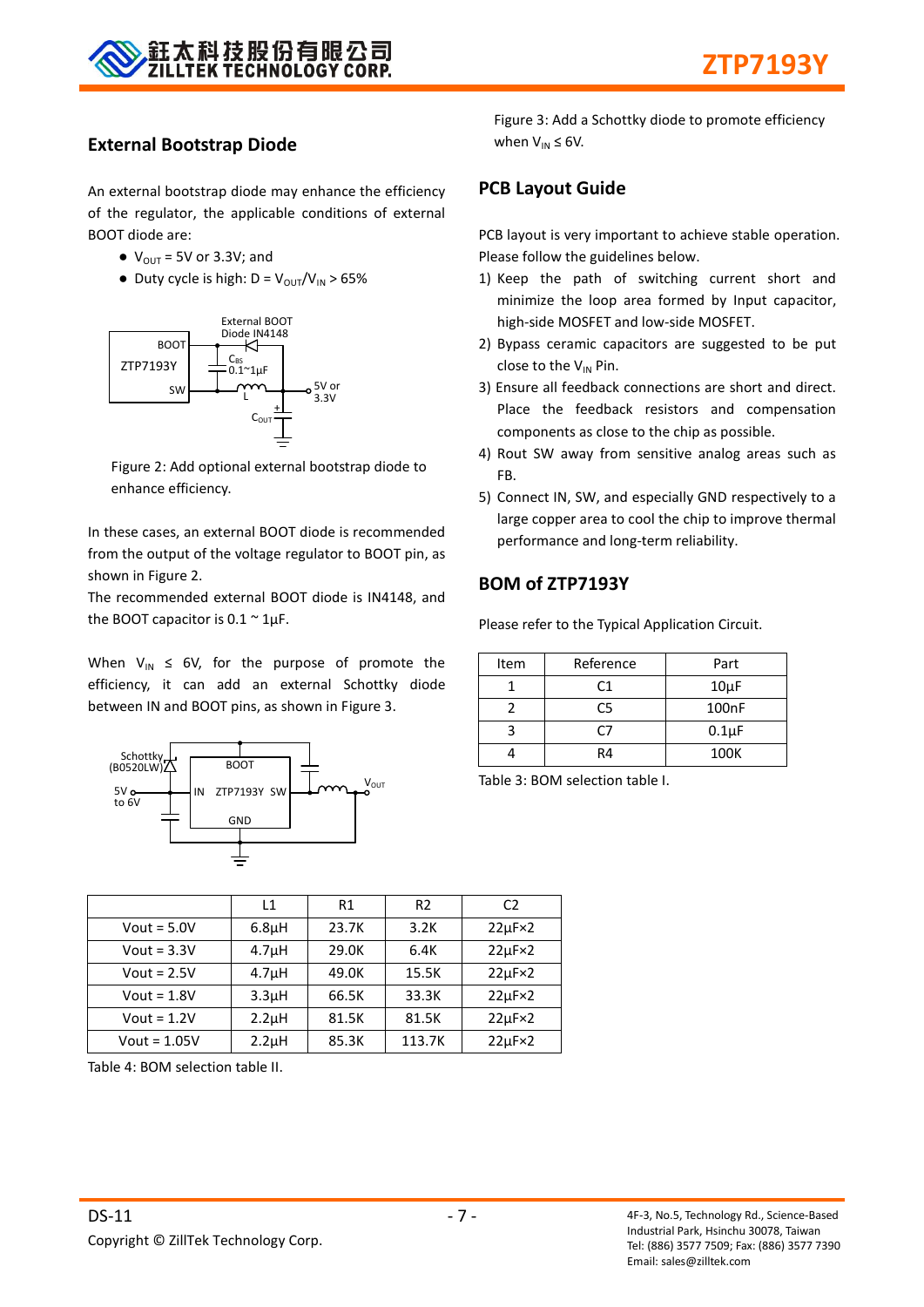## External Bootstrap Diode

An external bootstrap diode may enhance the efficiency of the regulator, the applicable conditions of external BOOT diode are:

- $V_{OUT}$ = 5V or 3.3V; and
- Duty cycle is high: $D = V_{OUT}/V_{IN} > 65\%$

Figure 2: Add optional external bootstrap diode to enhance efficiency.

In these cases, an external BOOT diode is recommended from the output of the voltage regulator to BOOT pin, as shown in Figure 2.

The recommended external BOOT diode is IN4148, and the BOOT capacitor is 0.1 ~ 1µF.

When $V_{IN} \le 6V$, for the purpose of promote the efficiency, it can add an external Schottky diode between IN and BOOT pins, as shown in Figure 3.

Figure 3: Add a Schottky diode to promote efficiency when $V_{IN} \le 6V$.

| | L1 | R1 | R2 | C2 |
|---|---|---|---|---|
| Vout = 5.0V | 6.8µH | 23.7K | 3.2K | 22µF×2 |
| Vout = 3.3V | 4.7µH | 29.0K | 6.4K | 22µF×2 |
| Vout = 2.5V | 4.7µH | 49.0K | 15.5K | 22µF×2 |
| Vout = 1.8V | 3.3µH | 66.5K | 33.3K | 22µF×2 |
| Vout = 1.2V | 2.2µH | 81.5K | 81.5K | 22µF×2 |
| Vout = 1.05V | 2.2µH | 85.3K | 113.7K | 22µF×2 |

Table 4: BOM selection table II.

## PCB Layout Guide

PCB layout is very important to achieve stable operation. Please follow the guidelines below.

1) Keep the path of switching current short and minimize the loop area formed by Input capacitor, high-side MOSFET and low-side MOSFET.
2) Bypass ceramic capacitors are suggested to be put close to the $V_{IN}$ Pin.
3) Ensure all feedback connections are short and direct. Place the feedback resistors and compensation components as close to the chip as possible.
4) Rout SW away from sensitive analog areas such as FB.
5) Connect IN, SW, and especially GND respectively to a large copper area to cool the chip to improve thermal performance and long-term reliability.

## BOM of ZTP7193Y

Please refer to the Typical Application Circuit.

| Item | Reference | Part |
|---|---|---|
| 1 | C1 | 10µF |
| 2 | C5 | 100nF |
| 3 | C7 | 0.1µF |
| 4 | R4 | 100K |

Table 3: BOM selection table I.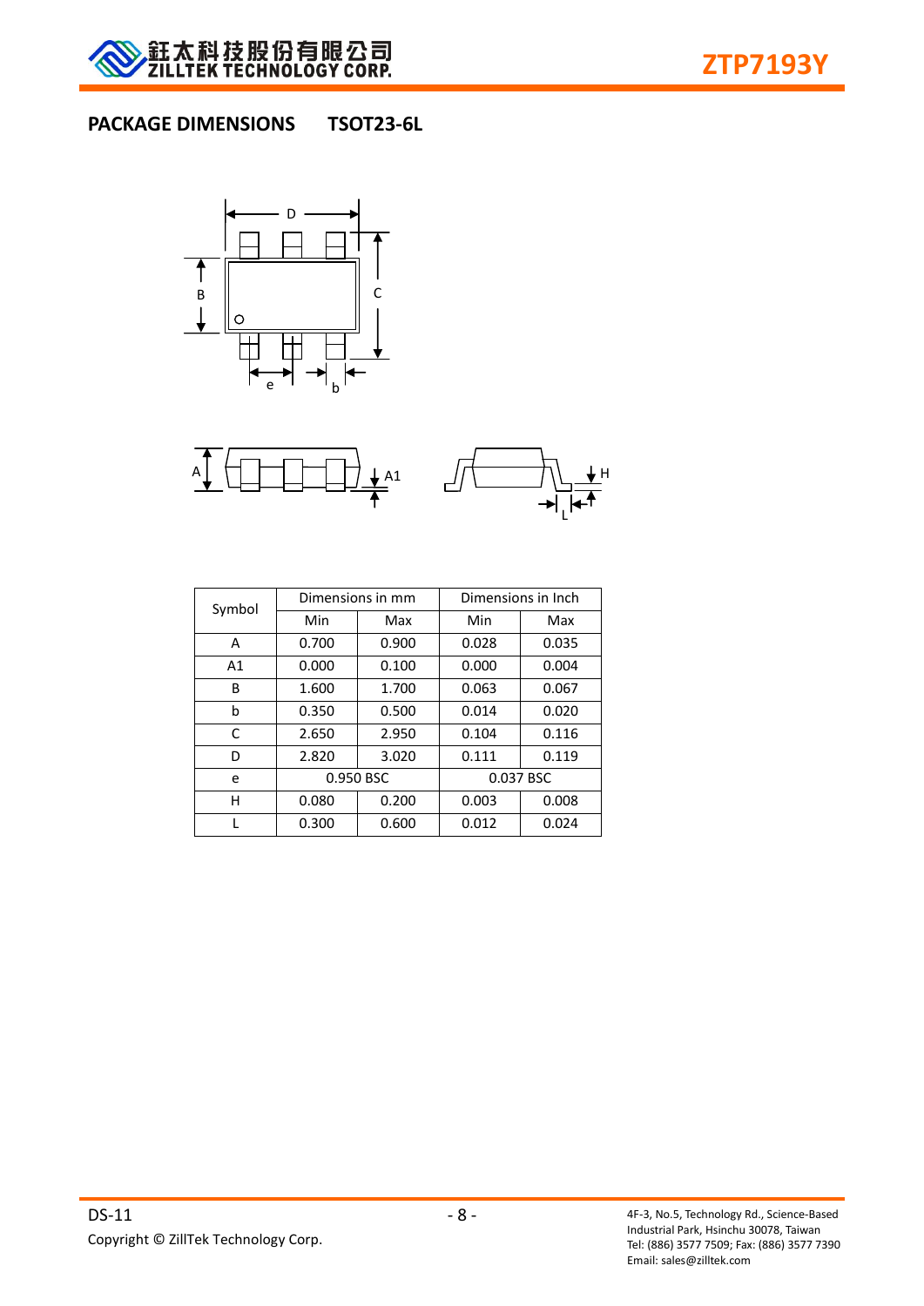## PACKAGE DIMENSIONS TSOT23-6L

D

B

C

e

b

A

A1

H

L

| Symbol | Dimensions in mm | | Dimensions in Inch | |
|---|---|---|---|---|
| | Min | Max | Min | Max |
| A | 0.700 | 0.900 | 0.028 | 0.035 |
| A1 | 0.000 | 0.100 | 0.000 | 0.004 |
| B | 1.600 | 1.700 | 0.063 | 0.067 |
| b | 0.350 | 0.500 | 0.014 | 0.020 |
| C | 2.650 | 2.950 | 0.104 | 0.116 |
| D | 2.820 | 3.020 | 0.111 | 0.119 |
| e | 0.950 BSC | | 0.037 BSC | |
| H | 0.080 | 0.200 | 0.003 | 0.008 |
| L | 0.300 | 0.600 | 0.012 | 0.024 |